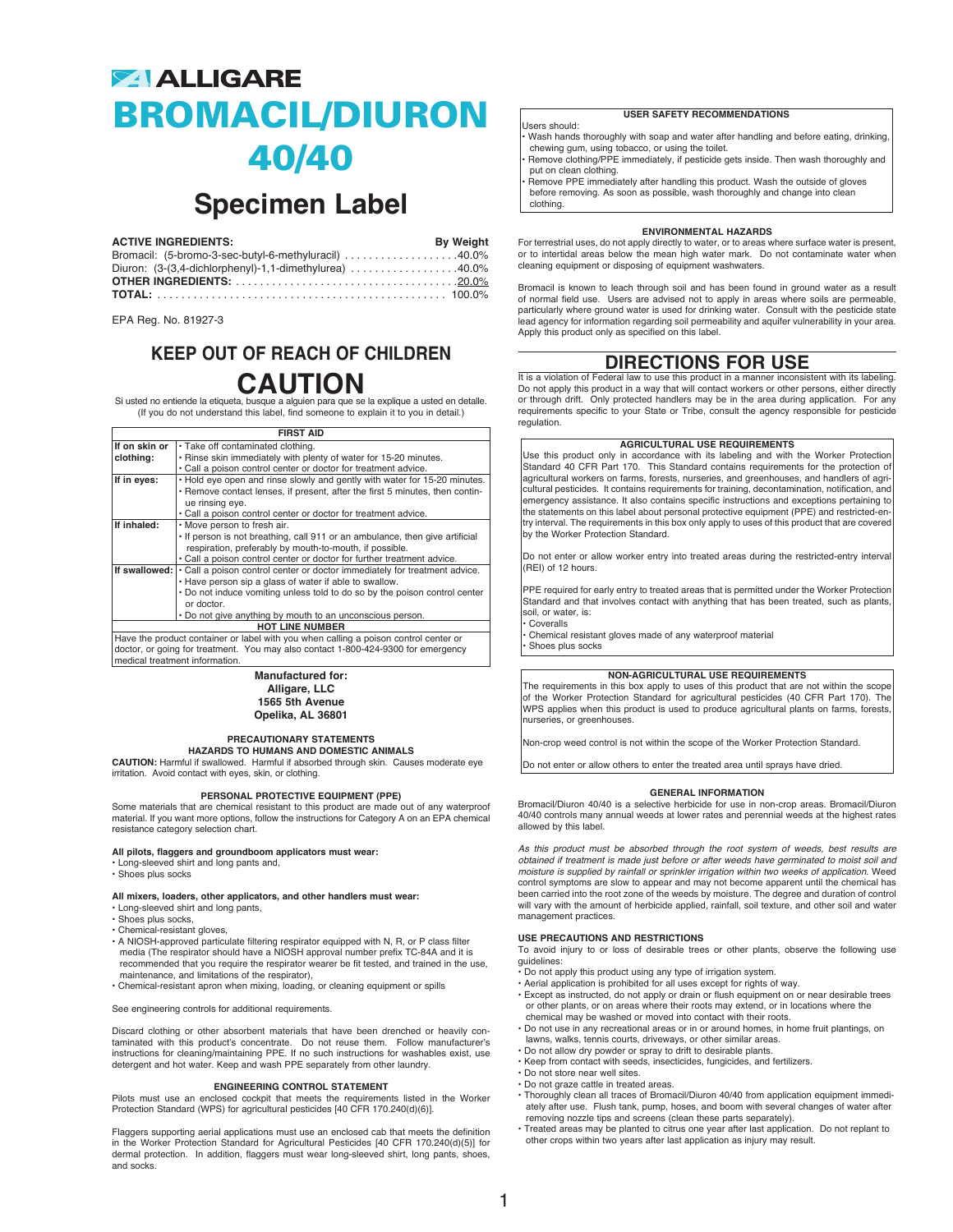# ALLIGARE

# BROMACIL/DIURON 40/40

## Specimen Label

| ACTIVE INGREDIENTS: | By Weight |
|---|---|
| Bromacil: (5-bromo-3-sec-butyl-6-methyluracil) | 40.0% |
| Diuron: (3-(3,4-dichlorphenyl)-1,1-dimethylurea) | 40.0% |
| **OTHER INGREDIENTS:** | 20.0% |
| **TOTAL:** | 100.0% |

EPA Reg. No. 81927-3

## KEEP OUT OF REACH OF CHILDREN

## CAUTION

Si usted no entiende la etiqueta, busque a alguien para que se la explique a usted en detalle.
(If you do not understand this label, find someone to explain it to you in detail.)

| FIRST AID | |
|---|---|
| **If on skin or clothing:** | • Take off contaminated clothing.<br>• Rinse skin immediately with plenty of water for 15-20 minutes.<br>• Call a poison control center or doctor for treatment advice. |
| **If in eyes:** | • Hold eye open and rinse slowly and gently with water for 15-20 minutes.<br>• Remove contact lenses, if present, after the first 5 minutes, then continue rinsing eye.<br>• Call a poison control center or doctor for treatment advice. |
| **If inhaled:** | • Move person to fresh air.<br>• If person is not breathing, call 911 or an ambulance, then give artificial respiration, preferably by mouth-to-mouth, if possible.<br>• Call a poison control center or doctor for further treatment advice. |
| **If swallowed:** | • Call a poison control center or doctor immediately for treatment advice.<br>• Have person sip a glass of water if able to swallow.<br>• Do not induce vomiting unless told to do so by the poison control center or doctor.<br>• Do not give anything by mouth to an unconscious person. |
| **HOT LINE NUMBER** | |
| Have the product container or label with you when calling a poison control center or doctor, or going for treatment. You may also contact 1-800-424-9300 for emergency medical treatment information. | |

**Manufactured for:**
**Alligare, LLC**
**1565 5th Avenue**
**Opelika, AL 36801**

### PRECAUTIONARY STATEMENTS
### HAZARDS TO HUMANS AND DOMESTIC ANIMALS

**CAUTION:** Harmful if swallowed. Harmful if absorbed through skin. Causes moderate eye irritation. Avoid contact with eyes, skin, or clothing.

### PERSONAL PROTECTIVE EQUIPMENT (PPE)

Some materials that are chemical resistant to this product are made out of any waterproof material. If you want more options, follow the instructions for Category A on an EPA chemical resistance category selection chart.

**All pilots, flaggers and groundboom applicators must wear:**
- Long-sleeved shirt and long pants and,
- Shoes plus socks

**All mixers, loaders, other applicators, and other handlers must wear:**
- Long-sleeved shirt and long pants,
- Shoes plus socks,
- Chemical-resistant gloves,
- A NIOSH-approved particulate filtering respirator equipped with N, R, or P class filter media (The respirator should have a NIOSH approval number prefix TC-84A and it is recommended that you require the respirator wearer be fit tested, and trained in the use, maintenance, and limitations of the respirator),
- Chemical-resistant apron when mixing, loading, or cleaning equipment or spills

See engineering controls for additional requirements.

Discard clothing or other absorbent materials that have been drenched or heavily contaminated with this product's concentrate. Do not reuse them. Follow manufacturer's instructions for cleaning/maintaining PPE. If no such instructions for washables exist, use detergent and hot water. Keep and wash PPE separately from other laundry.

### ENGINEERING CONTROL STATEMENT

Pilots must use an enclosed cockpit that meets the requirements listed in the Worker Protection Standard (WPS) for agricultural pesticides [40 CFR 170.240(d)(6)].

Flaggers supporting aerial applications must use an enclosed cab that meets the definition in the Worker Protection Standard for Agricultural Pesticides [40 CFR 170.240(d)(5)] for dermal protection. In addition, flaggers must wear long-sleeved shirt, long pants, shoes, and socks.

### USER SAFETY RECOMMENDATIONS

Users should:
- Wash hands thoroughly with soap and water after handling and before eating, drinking, chewing gum, using tobacco, or using the toilet.
- Remove clothing/PPE immediately, if pesticide gets inside. Then wash thoroughly and put on clean clothing.
- Remove PPE immediately after handling this product. Wash the outside of gloves before removing. As soon as possible, wash thoroughly and change into clean clothing.

### ENVIRONMENTAL HAZARDS

For terrestrial uses, do not apply directly to water, or to areas where surface water is present, or to intertidal areas below the mean high water mark. Do not contaminate water when cleaning equipment or disposing of equipment washwaters.

Bromacil is known to leach through soil and has been found in ground water as a result of normal field use. Users are advised not to apply in areas where soils are permeable, particularly where ground water is used for drinking water. Consult with the pesticide state lead agency for information regarding soil permeability and aquifer vulnerability in your area. Apply this product only as specified on this label.

## DIRECTIONS FOR USE

It is a violation of Federal law to use this product in a manner inconsistent with its labeling. Do not apply this product in a way that will contact workers or other persons, either directly or through drift. Only protected handlers may be in the area during application. For any requirements specific to your State or Tribe, consult the agency responsible for pesticide regulation.

### AGRICULTURAL USE REQUIREMENTS

Use this product only in accordance with its labeling and with the Worker Protection Standard 40 CFR Part 170. This Standard contains requirements for the protection of agricultural workers on farms, forests, nurseries, and greenhouses, and handlers of agricultural pesticides. It contains requirements for training, decontamination, notification, and emergency assistance. It also contains specific instructions and exceptions pertaining to the statements on this label about personal protective equipment (PPE) and restricted-entry interval. The requirements in this box only apply to uses of this product that are covered by the Worker Protection Standard.

Do not enter or allow worker entry into treated areas during the restricted-entry interval (REI) of 12 hours.

PPE required for early entry to treated areas that is permitted under the Worker Protection Standard and that involves contact with anything that has been treated, such as plants, soil, or water, is:
- Coveralls
- Chemical resistant gloves made of any waterproof material
- Shoes plus socks

### NON-AGRICULTURAL USE REQUIREMENTS

The requirements in this box apply to uses of this product that are not within the scope of the Worker Protection Standard for agricultural pesticides (40 CFR Part 170). The WPS applies when this product is used to produce agricultural plants on farms, forests, nurseries, or greenhouses.

Non-crop weed control is not within the scope of the Worker Protection Standard.

Do not enter or allow others to enter the treated area until sprays have dried.

### GENERAL INFORMATION

Bromacil/Diuron 40/40 is a selective herbicide for use in non-crop areas. Bromacil/Diuron 40/40 controls many annual weeds at lower rates and perennial weeds at the highest rates allowed by this label.

*As this product must be absorbed through the root system of weeds, best results are obtained if treatment is made just before or after weeds have germinated to moist soil and moisture is supplied by rainfall or sprinkler irrigation within two weeks of application.* Weed control symptoms are slow to appear and may not become apparent until the chemical has been carried into the root zone of the weeds by moisture. The degree and duration of control will vary with the amount of herbicide applied, rainfall, soil texture, and other soil and water management practices.

**USE PRECAUTIONS AND RESTRICTIONS**

To avoid injury to or loss of desirable trees or other plants, observe the following use guidelines:
- Do not apply this product using any type of irrigation system.
- Aerial application is prohibited for all uses except for rights of way.
- Except as instructed, do not apply or drain or flush equipment on or near desirable trees or other plants, or on areas where their roots may extend, or in locations where the chemical may be washed or moved into contact with their roots.
- Do not use in any recreational areas or in or around homes, in home fruit plantings, on lawns, walks, tennis courts, driveways, or other similar areas.
- Do not allow dry powder or spray to drift to desirable plants.
- Keep from contact with seeds, insecticides, fungicides, and fertilizers.
- Do not store near well sites.
- Do not graze cattle in treated areas.
- Thoroughly clean all traces of Bromacil/Diuron 40/40 from application equipment immediately after use. Flush tank, pump, hoses, and boom with several changes of water after removing nozzle tips and screens (clean these parts separately).
- Treated areas may be planted to citrus one year after last application. Do not replant to other crops within two years after last application as injury may result.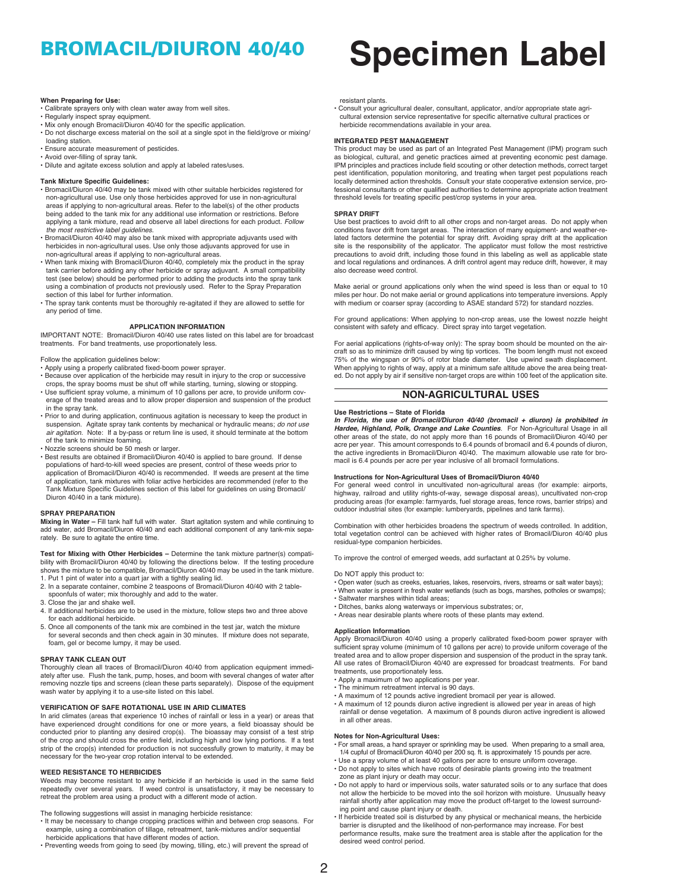**When Preparing for Use:**

- Calibrate sprayers only with clean water away from well sites.
- Regularly inspect spray equipment.
- Mix only enough Bromacil/Diuron 40/40 for the specific application.
- Do not discharge excess material on the soil at a single spot in the field/grove or mixing/loading station.
- Ensure accurate measurement of pesticides.
- Avoid over-filling of spray tank.
- Dilute and agitate excess solution and apply at labeled rates/uses.

**Tank Mixture Specific Guidelines:**

- Bromacil/Diuron 40/40 may be tank mixed with other suitable herbicides registered for non-agricultural use. Use only those herbicides approved for use in non-agricultural areas if applying to non-agricultural areas. Refer to the label(s) of the other products being added to the tank mix for any additional use information or restrictions. Before applying a tank mixture, read and observe all label directions for each product. *Follow the most restrictive label guidelines.*
- Bromacil/Diuron 40/40 may also be tank mixed with appropriate adjuvants used with herbicides in non-agricultural uses. Use only those adjuvants approved for use in non-agricultural areas if applying to non-agricultural areas.
- When tank mixing with Bromacil/Diuron 40/40, completely mix the product in the spray tank carrier before adding any other herbicide or spray adjuvant. A small compatibility test (see below) should be performed prior to adding the products into the spray tank using a combination of products not previously used. Refer to the Spray Preparation section of this label for further information.
- The spray tank contents must be thoroughly re-agitated if they are allowed to settle for any period of time.

## APPLICATION INFORMATION

IMPORTANT NOTE: Bromacil/Diuron 40/40 use rates listed on this label are for broadcast treatments. For band treatments, use proportionately less.

Follow the application guidelines below:

- Apply using a properly calibrated fixed-boom power sprayer.
- Because over application of the herbicide may result in injury to the crop or successive crops, the spray booms must be shut off while starting, turning, slowing or stopping.
- Use sufficient spray volume, a minimum of 10 gallons per acre, to provide uniform coverage of the treated areas and to allow proper dispersion and suspension of the product in the spray tank.
- Prior to and during application, continuous agitation is necessary to keep the product in suspension. Agitate spray tank contents by mechanical or hydraulic means; *do not use air agitation.* Note: If a by-pass or return line is used, it should terminate at the bottom of the tank to minimize foaming.
- Nozzle screens should be 50 mesh or larger.
- Best results are obtained if Bromacil/Diuron 40/40 is applied to bare ground. If dense populations of hard-to-kill weed species are present, control of these weeds prior to application of Bromacil/Diuron 40/40 is recommended. If weeds are present at the time of application, tank mixtures with foliar active herbicides are recommended (refer to the Tank Mixture Specific Guidelines section of this label for guidelines on using Bromacil/Diuron 40/40 in a tank mixture).

### SPRAY PREPARATION

**Mixing in Water –** Fill tank half full with water. Start agitation system and while continuing to add water, add Bromacil/Diuron 40/40 and each additional component of any tank-mix separately. Be sure to agitate the entire time.

**Test for Mixing with Other Herbicides –** Determine the tank mixture partner(s) compatibility with Bromacil/Diuron 40/40 by following the directions below. If the testing procedure shows the mixture to be compatible, Bromacil/Diuron 40/40 may be used in the tank mixture.

1. Put 1 pint of water into a quart jar with a tightly sealing lid.
2. In a separate container, combine 2 teaspoons of Bromacil/Diuron 40/40 with 2 tablespoonfuls of water; mix thoroughly and add to the water.
3. Close the jar and shake well.
4. If additional herbicides are to be used in the mixture, follow steps two and three above for each additional herbicide.
5. Once all components of the tank mix are combined in the test jar, watch the mixture for several seconds and then check again in 30 minutes. If mixture does not separate, foam, gel or become lumpy, it may be used.

### SPRAY TANK CLEAN OUT

Thoroughly clean all traces of Bromacil/Diuron 40/40 from application equipment immediately after use. Flush the tank, pump, hoses, and boom with several changes of water after removing nozzle tips and screens (clean these parts separately). Dispose of the equipment wash water by applying it to a use-site listed on this label.

### VERIFICATION OF SAFE ROTATIONAL USE IN ARID CLIMATES

In arid climates (areas that experience 10 inches of rainfall or less in a year) or areas that have experienced drought conditions for one or more years, a field bioassay should be conducted prior to planting any desired crop(s). The bioassay may consist of a test strip of the crop and should cross the entire field, including high and low lying portions. If a test strip of the crop(s) intended for production is not successfully grown to maturity, it may be necessary for the two-year crop rotation interval to be extended.

### WEED RESISTANCE TO HERBICIDES

Weeds may become resistant to any herbicide if an herbicide is used in the same field repeatedly over several years. If weed control is unsatisfactory, it may be necessary to retreat the problem area using a product with a different mode of action.

The following suggestions will assist in managing herbicide resistance:

- It may be necessary to change cropping practices within and between crop seasons. For example, using a combination of tillage, retreatment, tank-mixtures and/or sequential herbicide applications that have different modes of action.
- Preventing weeds from going to seed (by mowing, tilling, etc.) will prevent the spread of resistant plants.
- Consult your agricultural dealer, consultant, applicator, and/or appropriate state agricultural extension service representative for specific alternative cultural practices or herbicide recommendations available in your area.

### INTEGRATED PEST MANAGEMENT

This product may be used as part of an Integrated Pest Management (IPM) program such as biological, cultural, and genetic practices aimed at preventing economic pest damage. IPM principles and practices include field scouting or other detection methods, correct target pest identification, population monitoring, and treating when target pest populations reach locally determined action thresholds. Consult your state cooperative extension service, professional consultants or other qualified authorities to determine appropriate action treatment threshold levels for treating specific pest/crop systems in your area.

### SPRAY DRIFT

Use best practices to avoid drift to all other crops and non-target areas. Do not apply when conditions favor drift from target areas. The interaction of many equipment- and weather-related factors determine the potential for spray drift. Avoiding spray drift at the application site is the responsibility of the applicator. The applicator must follow the most restrictive precautions to avoid drift, including those found in this labeling as well as applicable state and local regulations and ordinances. A drift control agent may reduce drift, however, it may also decrease weed control.

Make aerial or ground applications only when the wind speed is less than or equal to 10 miles per hour. Do not make aerial or ground applications into temperature inversions. Apply with medium or coarser spray (according to ASAE standard 572) for standard nozzles.

For ground applications: When applying to non-crop areas, use the lowest nozzle height consistent with safety and efficacy. Direct spray into target vegetation.

For aerial applications (rights-of-way only): The spray boom should be mounted on the aircraft so as to minimize drift caused by wing tip vortices. The boom length must not exceed 75% of the wingspan or 90% of rotor blade diameter. Use upwind swath displacement. When applying to rights of way, apply at a minimum safe altitude above the area being treated. Do not apply by air if sensitive non-target crops are within 100 feet of the application site.

## NON-AGRICULTURAL USES

**Use Restrictions – State of Florida**

***In Florida, the use of Bromacil/Diuron 40/40 (bromacil + diuron) is prohibited in Hardee, Highland, Polk, Orange and Lake Counties***. For Non-Agricultural Usage in all other areas of the state, do not apply more than 16 pounds of Bromacil/Diuron 40/40 per acre per year. This amount corresponds to 6.4 pounds of bromacil and 6.4 pounds of diuron, the active ingredients in Bromacil/Diuron 40/40. The maximum allowable use rate for bromacil is 6.4 pounds per acre per year inclusive of all bromacil formulations.

**Instructions for Non-Agricultural Uses of Bromacil/Diuron 40/40**

For general weed control in uncultivated non-agricultural areas (for example: airports, highway, railroad and utility rights-of-way, sewage disposal areas), uncultivated non-crop producing areas (for example: farmyards, fuel storage areas, fence rows, barrier strips) and outdoor industrial sites (for example: lumberyards, pipelines and tank farms).

Combination with other herbicides broadens the spectrum of weeds controlled. In addition, total vegetation control can be achieved with higher rates of Bromacil/Diuron 40/40 plus residual-type companion herbicides.

To improve the control of emerged weeds, add surfactant at 0.25% by volume.

Do NOT apply this product to:

- Open water (such as creeks, estuaries, lakes, reservoirs, rivers, streams or salt water bays);
- When water is present in fresh water wetlands (such as bogs, marshes, potholes or swamps);
- Saltwater marshes within tidal areas;
- Ditches, banks along waterways or impervious substrates; or,
- Areas near desirable plants where roots of these plants may extend.

**Application Information**

Apply Bromacil/Diuron 40/40 using a properly calibrated fixed-boom power sprayer with sufficient spray volume (minimum of 10 gallons per acre) to provide uniform coverage of the treated area and to allow proper dispersion and suspension of the product in the spray tank. All use rates of Bromacil/Diuron 40/40 are expressed for broadcast treatments. For band treatments, use proportionately less.

- Apply a maximum of two applications per year.
- The minimum retreatment interval is 90 days.
- A maximum of 12 pounds active ingredient bromacil per year is allowed.
- A maximum of 12 pounds diuron active ingredient is allowed per year in areas of high rainfall or dense vegetation. A maximum of 8 pounds diuron active ingredient is allowed in all other areas.

**Notes for Non-Agricultural Uses:**

- For small areas, a hand sprayer or sprinkling may be used. When preparing to a small area, 1/4 cupful of Bromacil/Diuron 40/40 per 200 sq. ft. is approximately 15 pounds per acre.
- Use a spray volume of at least 40 gallons per acre to ensure uniform coverage.
- Do not apply to sites which have roots of desirable plants growing into the treatment zone as plant injury or death may occur.
- Do not apply to hard or impervious soils, water saturated soils or to any surface that does not allow the herbicide to be moved into the soil horizon with moisture. Unusually heavy rainfall shortly after application may move the product off-target to the lowest surrounding point and cause plant injury or death.
- If herbicide treated soil is disturbed by any physical or mechanical means, the herbicide barrier is disrupted and the likelihood of non-performance may increase. For best performance results, make sure the treatment area is stable after the application for the desired weed control period.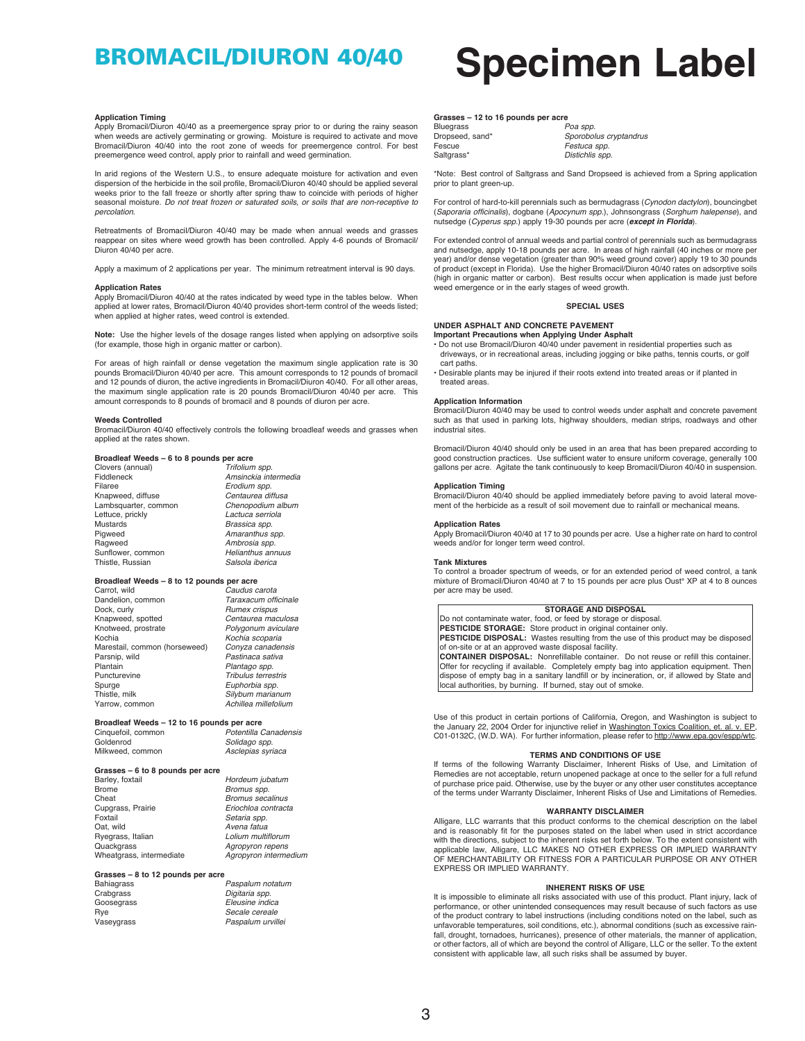# BROMACIL/DIURON 40/40

# Specimen Label

### Application Timing

Apply Bromacil/Diuron 40/40 as a preemergence spray prior to or during the rainy season when weeds are actively germinating or growing. Moisture is required to activate and move Bromacil/Diuron 40/40 into the root zone of weeds for preemergence control. For best preemergence weed control, apply prior to rainfall and weed germination.

In arid regions of the Western U.S., to ensure adequate moisture for activation and even dispersion of the herbicide in the soil profile, Bromacil/Diuron 40/40 should be applied several weeks prior to the fall freeze or shortly after spring thaw to coincide with periods of higher seasonal moisture. *Do not treat frozen or saturated soils, or soils that are non-receptive to percolation.*

Retreatments of Bromacil/Diuron 40/40 may be made when annual weeds and grasses reappear on sites where weed growth has been controlled. Apply 4-6 pounds of Bromacil/Diuron 40/40 per acre.

Apply a maximum of 2 applications per year. The minimum retreatment interval is 90 days.

### Application Rates

Apply Bromacil/Diuron 40/40 at the rates indicated by weed type in the tables below. When applied at lower rates, Bromacil/Diuron 40/40 provides short-term control of the weeds listed; when applied at higher rates, weed control is extended.

**Note:** Use the higher levels of the dosage ranges listed when applying on adsorptive soils (for example, those high in organic matter or carbon).

For areas of high rainfall or dense vegetation the maximum single application rate is 30 pounds Bromacil/Diuron 40/40 per acre. This amount corresponds to 12 pounds of bromacil and 12 pounds of diuron, the active ingredients in Bromacil/Diuron 40/40. For all other areas, the maximum single application rate is 20 pounds Bromacil/Diuron 40/40 per acre. This amount corresponds to 8 pounds of bromacil and 8 pounds of diuron per acre.

### Weeds Controlled

Bromacil/Diuron 40/40 effectively controls the following broadleaf weeds and grasses when applied at the rates shown.

**Broadleaf Weeds – 6 to 8 pounds per acre**

| | |
|---|---|
| Clovers (annual) | *Trifolium spp.* |
| Fiddleneck | *Amsinckia intermedia* |
| Filaree | *Erodium spp.* |
| Knapweed, diffuse | *Centaurea diffusa* |
| Lambsquarter, common | *Chenopodium album* |
| Lettuce, prickly | *Lactuca serriola* |
| Mustards | *Brassica spp.* |
| Pigweed | *Amaranthus spp.* |
| Ragweed | *Ambrosia spp.* |
| Sunflower, common | *Helianthus annuus* |
| Thistle, Russian | *Salsola iberica* |

**Broadleaf Weeds – 8 to 12 pounds per acre**

| | |
|---|---|
| Carrot, wild | *Caudus carota* |
| Dandelion, common | *Taraxacum officinale* |
| Dock, curly | *Rumex crispus* |
| Knapweed, spotted | *Centaurea maculosa* |
| Knotweed, prostrate | *Polygonum aviculare* |
| Kochia | *Kochia scoparia* |
| Marestail, common (horseweed) | *Conyza canadensis* |
| Parsnip, wild | *Pastinaca sativa* |
| Plantain | *Plantago spp.* |
| Puncturevine | *Tribulus terrestris* |
| Spurge | *Euphorbia spp.* |
| Thistle, milk | *Silybum marianum* |
| Yarrow, common | *Achillea millefolium* |

**Broadleaf Weeds – 12 to 16 pounds per acre**

| | |
|---|---|
| Cinquefoil, common | *Potentilla Canadensis* |
| Goldenrod | *Solidago spp.* |
| Milkweed, common | *Asclepias syriaca* |

**Grasses – 6 to 8 pounds per acre**

| | |
|---|---|
| Barley, foxtail | *Hordeum jubatum* |
| Brome | *Bromus spp.* |
| Cheat | *Bromus secalinus* |
| Cupgrass, Prairie | *Eriochloa contracta* |
| Foxtail | *Setaria spp.* |
| Oat, wild | *Avena fatua* |
| Ryegrass, Italian | *Lolium multiflorum* |
| Quackgrass | *Agropyron repens* |
| Wheatgrass, intermediate | *Agropyron intermedium* |

**Grasses – 8 to 12 pounds per acre**

| | |
|---|---|
| Bahiagrass | *Paspalum notatum* |
| Crabgrass | *Digitaria spp.* |
| Goosegrass | *Eleusine indica* |
| Rye | *Secale cereale* |
| Vaseygrass | *Paspalum urvillei* |

**Grasses – 12 to 16 pounds per acre**

| | |
|---|---|
| Bluegrass | *Poa spp.* |
| Dropseed, sand* | *Sporobolus cryptandrus* |
| Fescue | *Festuca spp.* |
| Saltgrass* | *Distichlis spp.* |

*Note: Best control of Saltgrass and Sand Dropseed is achieved from a Spring application prior to plant green-up.

For control of hard-to-kill perennials such as bermudagrass (*Cynodon dactylon*), bouncingbet (*Saporaria officinalis*), dogbane (*Apocynum spp.*), Johnsongrass (*Sorghum halepense*), and nutsedge (*Cyperus spp.*) apply 19-30 pounds per acre (***except in Florida***).

For extended control of annual weeds and partial control of perennials such as bermudagrass and nutsedge, apply 10-18 pounds per acre. In areas of high rainfall (40 inches or more per year) and/or dense vegetation (greater than 90% weed ground cover) apply 19 to 30 pounds of product (except in Florida). Use the higher Bromacil/Diuron 40/40 rates on adsorptive soils (high in organic matter or carbon). Best results occur when application is made just before weed emergence or in the early stages of weed growth.

## SPECIAL USES

### UNDER ASPHALT AND CONCRETE PAVEMENT

**Important Precautions when Applying Under Asphalt**

- Do not use Bromacil/Diuron 40/40 under pavement in residential properties such as driveways, or in recreational areas, including jogging or bike paths, tennis courts, or golf cart paths.
- Desirable plants may be injured if their roots extend into treated areas or if planted in treated areas.

### Application Information

Bromacil/Diuron 40/40 may be used to control weeds under asphalt and concrete pavement such as that used in parking lots, highway shoulders, median strips, roadways and other industrial sites.

Bromacil/Diuron 40/40 should only be used in an area that has been prepared according to good construction practices. Use sufficient water to ensure uniform coverage, generally 100 gallons per acre. Agitate the tank continuously to keep Bromacil/Diuron 40/40 in suspension.

### Application Timing

Bromacil/Diuron 40/40 should be applied immediately before paving to avoid lateral movement of the herbicide as a result of soil movement due to rainfall or mechanical means.

### Application Rates

Apply Bromacil/Diuron 40/40 at 17 to 30 pounds per acre. Use a higher rate on hard to control weeds and/or for longer term weed control.

### Tank Mixtures

To control a broader spectrum of weeds, or for an extended period of weed control, a tank mixture of Bromacil/Diuron 40/40 at 7 to 15 pounds per acre plus Oust® XP at 4 to 8 ounces per acre may be used.

### STORAGE AND DISPOSAL

Do not contaminate water, food, or feed by storage or disposal.

**PESTICIDE STORAGE:** Store product in original container only.

**PESTICIDE DISPOSAL:** Wastes resulting from the use of this product may be disposed of on-site or at an approved waste disposal facility.

**CONTAINER DISPOSAL:** Nonrefillable container. Do not reuse or refill this container. Offer for recycling if available. Completely empty bag into application equipment. Then dispose of empty bag in a sanitary landfill or by incineration, or, if allowed by State and local authorities, by burning. If burned, stay out of smoke.

Use of this product in certain portions of California, Oregon, and Washington is subject to the January 22, 2004 Order for injunctive relief in Washington Toxics Coalition, et. al. v. EP, C01-0132C, (W.D. WA). For further information, please refer to http://www.epa.gov/espp/wtc.

### TERMS AND CONDITIONS OF USE

If terms of the following Warranty Disclaimer, Inherent Risks of Use, and Limitation of Remedies are not acceptable, return unopened package at once to the seller for a full refund of purchase price paid. Otherwise, use by the buyer or any other user constitutes acceptance of the terms under Warranty Disclaimer, Inherent Risks of Use and Limitations of Remedies.

### WARRANTY DISCLAIMER

Alligare, LLC warrants that this product conforms to the chemical description on the label and is reasonably fit for the purposes stated on the label when used in strict accordance with the directions, subject to the inherent risks set forth below. To the extent consistent with applicable law, Alligare, LLC MAKES NO OTHER EXPRESS OR IMPLIED WARRANTY OF MERCHANTABILITY OR FITNESS FOR A PARTICULAR PURPOSE OR ANY OTHER EXPRESS OR IMPLIED WARRANTY.

### INHERENT RISKS OF USE

It is impossible to eliminate all risks associated with use of this product. Plant injury, lack of performance, or other unintended consequences may result because of such factors as use of the product contrary to label instructions (including conditions noted on the label, such as unfavorable temperatures, soil conditions, etc.), abnormal conditions (such as excessive rainfall, drought, tornadoes, hurricanes), presence of other materials, the manner of application, or other factors, all of which are beyond the control of Alligare, LLC or the seller. To the extent consistent with applicable law, all such risks shall be assumed by buyer.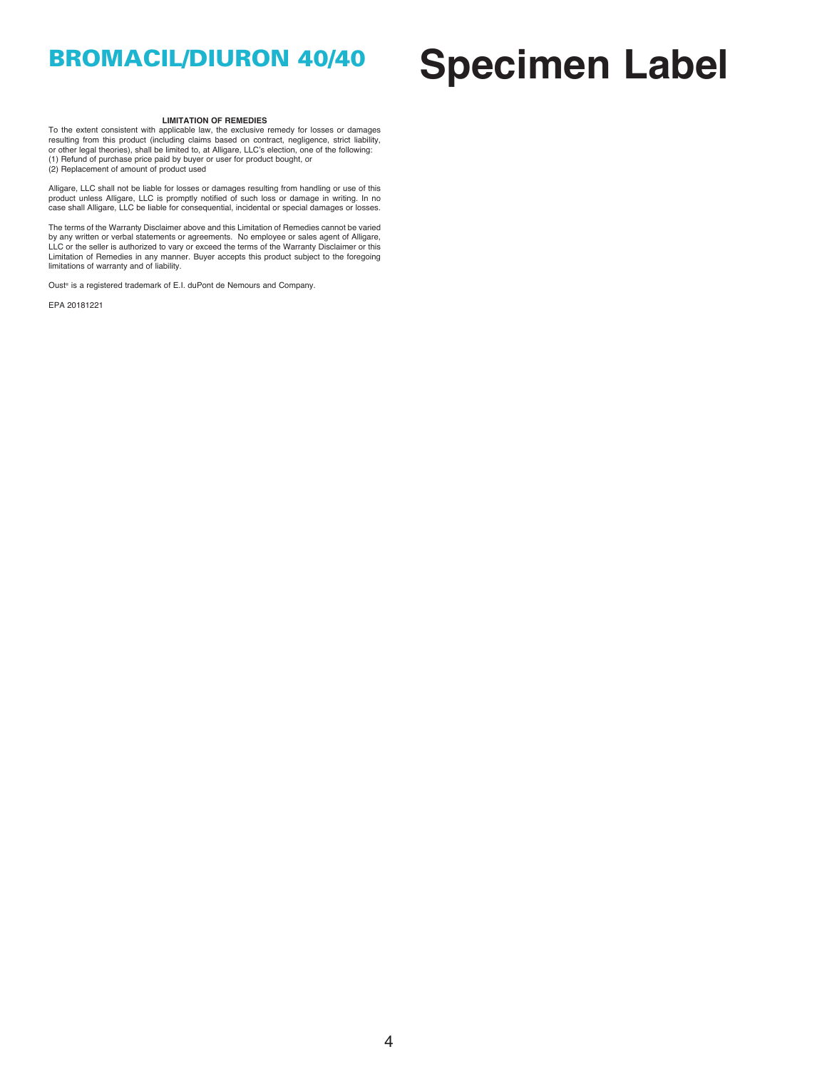# BROMACIL/DIURON 40/40

# Specimen Label

**LIMITATION OF REMEDIES**

To the extent consistent with applicable law, the exclusive remedy for losses or damages resulting from this product (including claims based on contract, negligence, strict liability, or other legal theories), shall be limited to, at Alligare, LLC's election, one of the following:
(1) Refund of purchase price paid by buyer or user for product bought, or
(2) Replacement of amount of product used

Alligare, LLC shall not be liable for losses or damages resulting from handling or use of this product unless Alligare, LLC is promptly notified of such loss or damage in writing. In no case shall Alligare, LLC be liable for consequential, incidental or special damages or losses.

The terms of the Warranty Disclaimer above and this Limitation of Remedies cannot be varied by any written or verbal statements or agreements. No employee or sales agent of Alligare, LLC or the seller is authorized to vary or exceed the terms of the Warranty Disclaimer or this Limitation of Remedies in any manner. Buyer accepts this product subject to the foregoing limitations of warranty and of liability.

Oust® is a registered trademark of E.I. duPont de Nemours and Company.

EPA 20181221